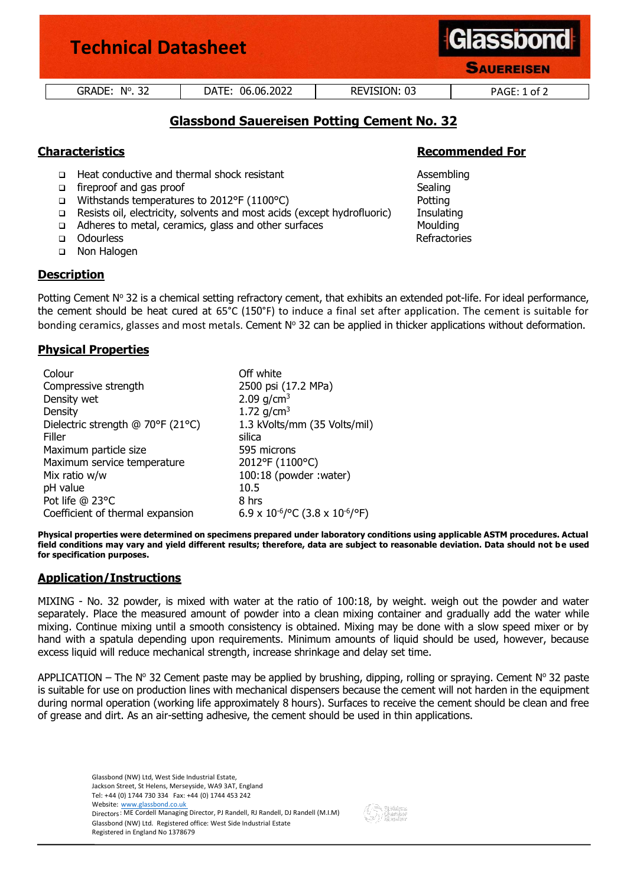# Technical Datasheet

**Glassbond**
**SAUEREISEN**

| GRADE: N°. 32 | DATE: 06.06.2022 | REVISION: 03 | PAGE: 1 of 2 |
|---|---|---|---|

## Glassbond Sauereisen Potting Cement No. 32

### Characteristics

- Heat conductive and thermal shock resistant
- fireproof and gas proof
- Withstands temperatures to 2012°F (1100°C)
- Resists oil, electricity, solvents and most acids (except hydrofluoric)
- Adheres to metal, ceramics, glass and other surfaces
- Odourless
- Non Halogen

### Recommended For

Assembling
Sealing
Potting
Insulating
Moulding
Refractories

### Description

Potting Cement N° 32 is a chemical setting refractory cement, that exhibits an extended pot-life. For ideal performance, the cement should be heat cured at 65°C (150°F) to induce a final set after application. The cement is suitable for bonding ceramics, glasses and most metals. Cement N° 32 can be applied in thicker applications without deformation.

### Physical Properties

| | |
|---|---|
| Colour | Off white |
| Compressive strength | 2500 psi (17.2 MPa) |
| Density wet | 2.09 g/cm$^3$ |
| Density | 1.72 g/cm$^3$ |
| Dielectric strength @ 70°F (21°C) | 1.3 kVolts/mm (35 Volts/mil) |
| Filler | silica |
| Maximum particle size | 595 microns |
| Maximum service temperature | 2012°F (1100°C) |
| Mix ratio w/w | 100:18 (powder :water) |
| pH value | 10.5 |
| Pot life @ 23°C | 8 hrs |
| Coefficient of thermal expansion | 6.9 x $10^{-6}$/°C (3.8 x $10^{-6}$/°F) |

**Physical properties were determined on specimens prepared under laboratory conditions using applicable ASTM procedures. Actual field conditions may vary and yield different results; therefore, data are subject to reasonable deviation. Data should not be used for specification purposes.**

### Application/Instructions

MIXING - No. 32 powder, is mixed with water at the ratio of 100:18, by weight. weigh out the powder and water separately. Place the measured amount of powder into a clean mixing container and gradually add the water while mixing. Continue mixing until a smooth consistency is obtained. Mixing may be done with a slow speed mixer or by hand with a spatula depending upon requirements. Minimum amounts of liquid should be used, however, because excess liquid will reduce mechanical strength, increase shrinkage and delay set time.

APPLICATION – The N° 32 Cement paste may be applied by brushing, dipping, rolling or spraying. Cement N° 32 paste is suitable for use on production lines with mechanical dispensers because the cement will not harden in the equipment during normal operation (working life approximately 8 hours). Surfaces to receive the cement should be clean and free of grease and dirt. As an air-setting adhesive, the cement should be used in thin applications.

Glassbond (NW) Ltd, West Side Industrial Estate,
Jackson Street, St Helens, Merseyside, WA9 3AT, England
Tel: +44 (0) 1744 730 334 Fax: +44 (0) 1744 453 242
Website: www.glassbond.co.uk
Directors: ME Cordell Managing Director, PJ Randell, RJ Randell, DJ Randell (M.I.M)
Glassbond (NW) Ltd. Registered office: West Side Industrial Estate
Registered in England No 1378679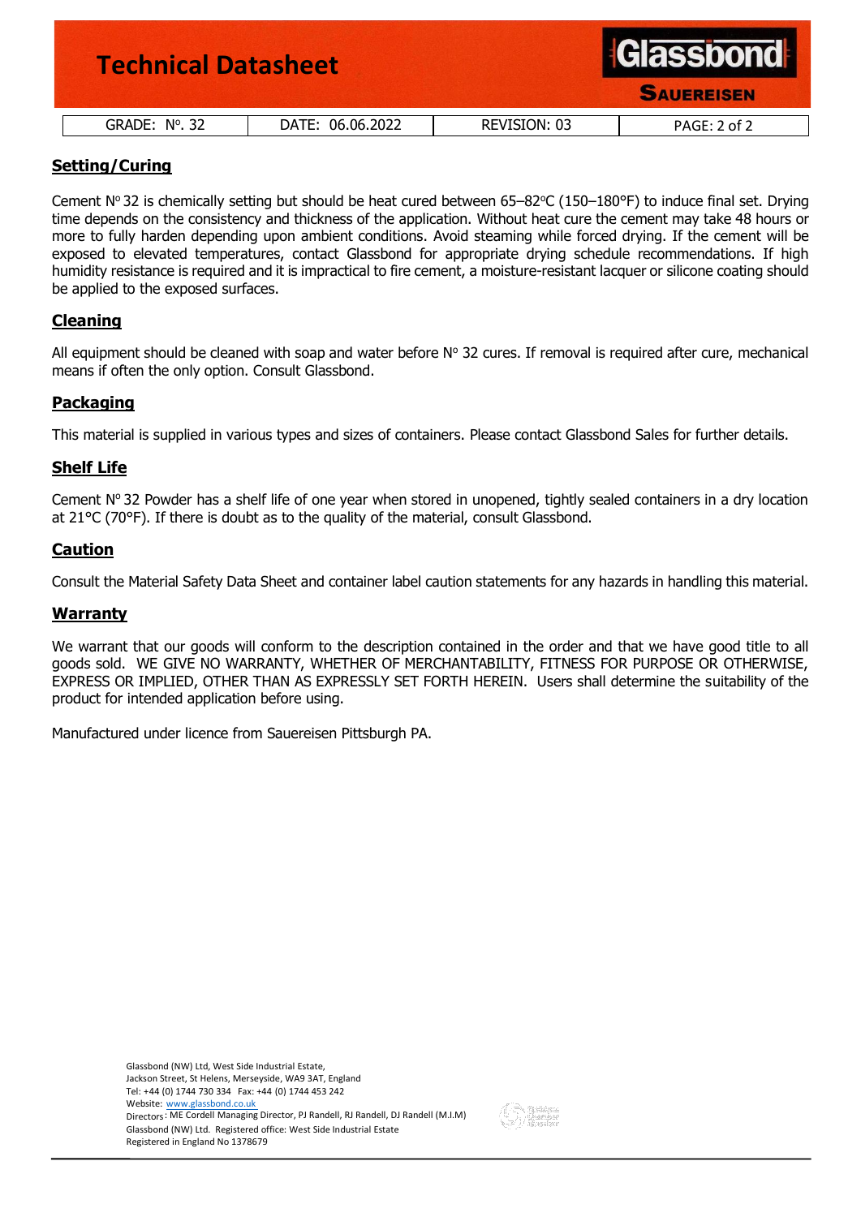## Setting/Curing

Cement N° 32 is chemically setting but should be heat cured between 65–82°C (150–180°F) to induce final set. Drying time depends on the consistency and thickness of the application. Without heat cure the cement may take 48 hours or more to fully harden depending upon ambient conditions. Avoid steaming while forced drying. If the cement will be exposed to elevated temperatures, contact Glassbond for appropriate drying schedule recommendations. If high humidity resistance is required and it is impractical to fire cement, a moisture-resistant lacquer or silicone coating should be applied to the exposed surfaces.

## Cleaning

All equipment should be cleaned with soap and water before N° 32 cures. If removal is required after cure, mechanical means if often the only option. Consult Glassbond.

## Packaging

This material is supplied in various types and sizes of containers. Please contact Glassbond Sales for further details.

## Shelf Life

Cement N° 32 Powder has a shelf life of one year when stored in unopened, tightly sealed containers in a dry location at 21°C (70°F). If there is doubt as to the quality of the material, consult Glassbond.

## Caution

Consult the Material Safety Data Sheet and container label caution statements for any hazards in handling this material.

## Warranty

We warrant that our goods will conform to the description contained in the order and that we have good title to all goods sold. WE GIVE NO WARRANTY, WHETHER OF MERCHANTABILITY, FITNESS FOR PURPOSE OR OTHERWISE, EXPRESS OR IMPLIED, OTHER THAN AS EXPRESSLY SET FORTH HEREIN. Users shall determine the suitability of the product for intended application before using.

Manufactured under licence from Sauereisen Pittsburgh PA.

Glassbond (NW) Ltd, West Side Industrial Estate,
Jackson Street, St Helens, Merseyside, WA9 3AT, England
Tel: +44 (0) 1744 730 334 Fax: +44 (0) 1744 453 242
Website: www.glassbond.co.uk
Directors : ME Cordell Managing Director, PJ Randell, RJ Randell, DJ Randell (M.I.M)
Glassbond (NW) Ltd. Registered office: West Side Industrial Estate
Registered in England No 1378679